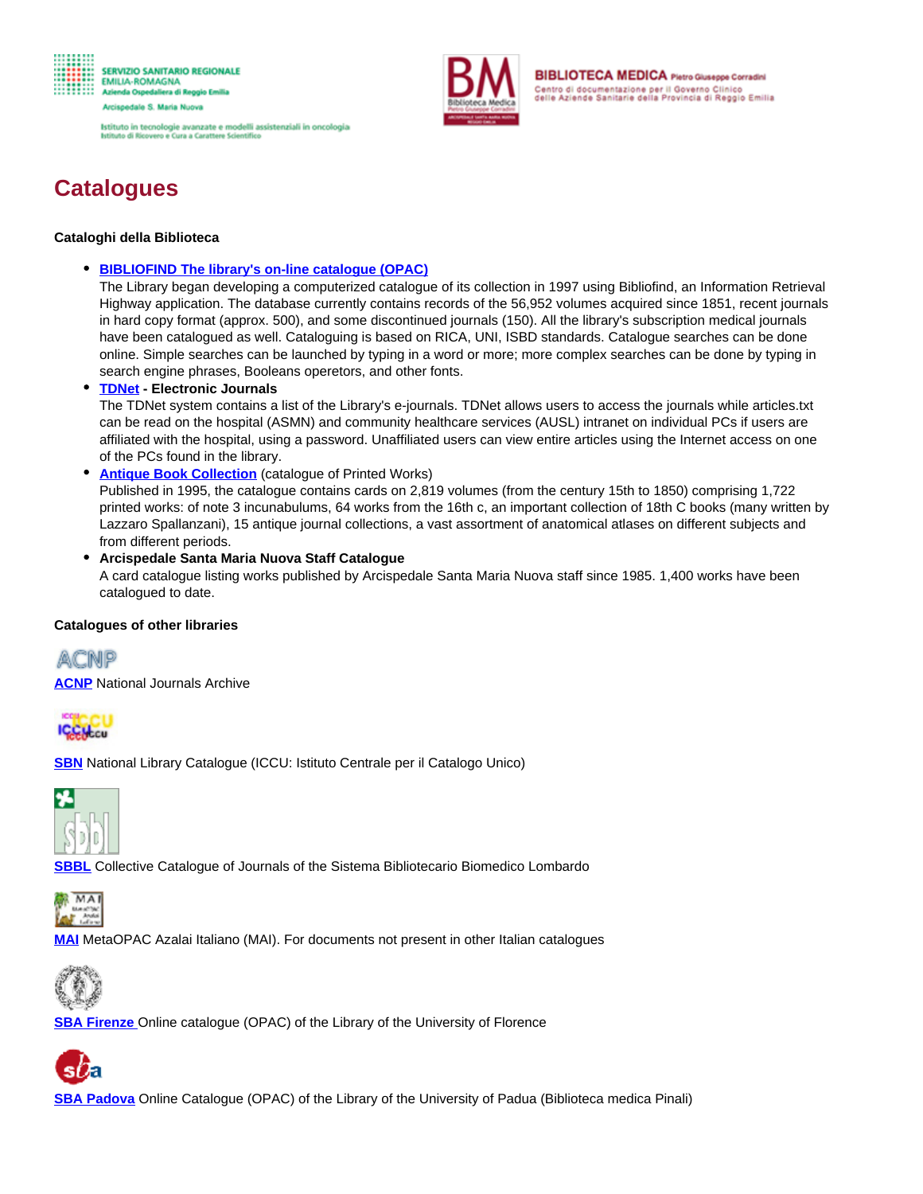# Catalogues

**Cataloghi della Biblioteca**

- **BIBLIOFIND The library's on-line catalogue (OPAC)**
  The Library began developing a computerized catalogue of its collection in 1997 using Bibliofind, an Information Retrieval Highway application. The database currently contains records of the 56,952 volumes acquired since 1851, recent journals in hard copy format (approx. 500), and some discontinued journals (150). All the library's subscription medical journals have been catalogued as well. Cataloguing is based on RICA, UNI, ISBD standards. Catalogue searches can be done online. Simple searches can be launched by typing in a word or more; more complex searches can be done by typing in search engine phrases, Booleans operetors, and other fonts.
- **TDNet - Electronic Journals**
  The TDNet system contains a list of the Library's e-journals. TDNet allows users to access the journals while articles.txt can be read on the hospital (ASMN) and community healthcare services (AUSL) intranet on individual PCs if users are affiliated with the hospital, using a password. Unaffiliated users can view entire articles using the Internet access on one of the PCs found in the library.
- **Antique Book Collection** (catalogue of Printed Works)
  Published in 1995, the catalogue contains cards on 2,819 volumes (from the century 15th to 1850) comprising 1,722 printed works: of note 3 incunabulums, 64 works from the 16th c, an important collection of 18th C books (many written by Lazzaro Spallanzani), 15 antique journal collections, a vast assortment of anatomical atlases on different subjects and from different periods.
- **Arcispedale Santa Maria Nuova Staff Catalogue**
  A card catalogue listing works published by Arcispedale Santa Maria Nuova staff since 1985. 1,400 works have been catalogued to date.

**Catalogues of other libraries**

**ACNP** National Journals Archive

**SBN** National Library Catalogue (ICCU: Istituto Centrale per il Catalogo Unico)

**SBBL** Collective Catalogue of Journals of the Sistema Bibliotecario Biomedico Lombardo

**MAI** MetaOPAC Azalai Italiano (MAI). For documents not present in other Italian catalogues

**SBA Firenze** Online catalogue (OPAC) of the Library of the University of Florence

**SBA Padova** Online Catalogue (OPAC) of the Library of the University of Padua (Biblioteca medica Pinali)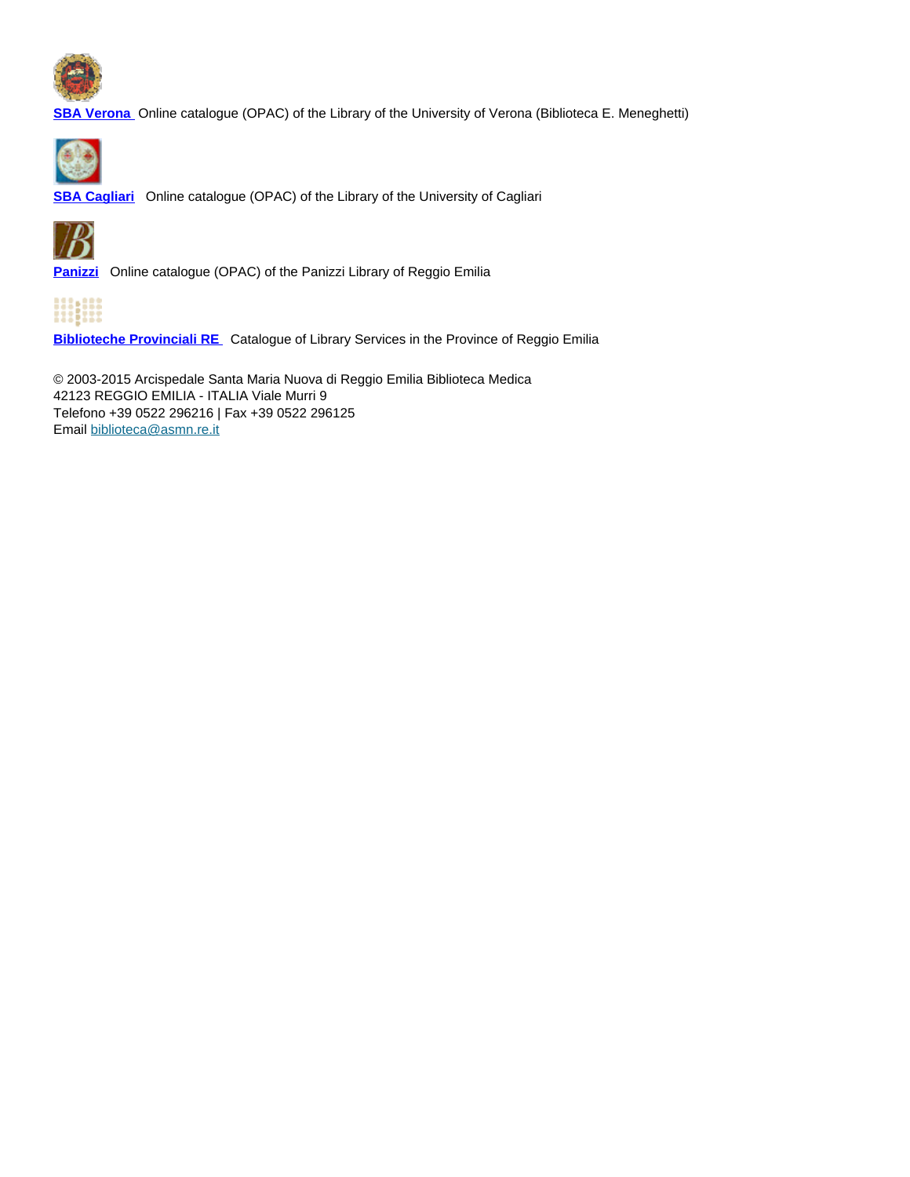**SBA Verona** Online catalogue (OPAC) of the Library of the University of Verona (Biblioteca E. Meneghetti)

**SBA Cagliari** Online catalogue (OPAC) of the Library of the University of Cagliari

**Panizzi** Online catalogue (OPAC) of the Panizzi Library of Reggio Emilia

**Biblioteche Provinciali RE** Catalogue of Library Services in the Province of Reggio Emilia

© 2003-2015 Arcispedale Santa Maria Nuova di Reggio Emilia Biblioteca Medica
42123 REGGIO EMILIA - ITALIA Viale Murri 9
Telefono +39 0522 296216 | Fax +39 0522 296125
Email biblioteca@asmn.re.it